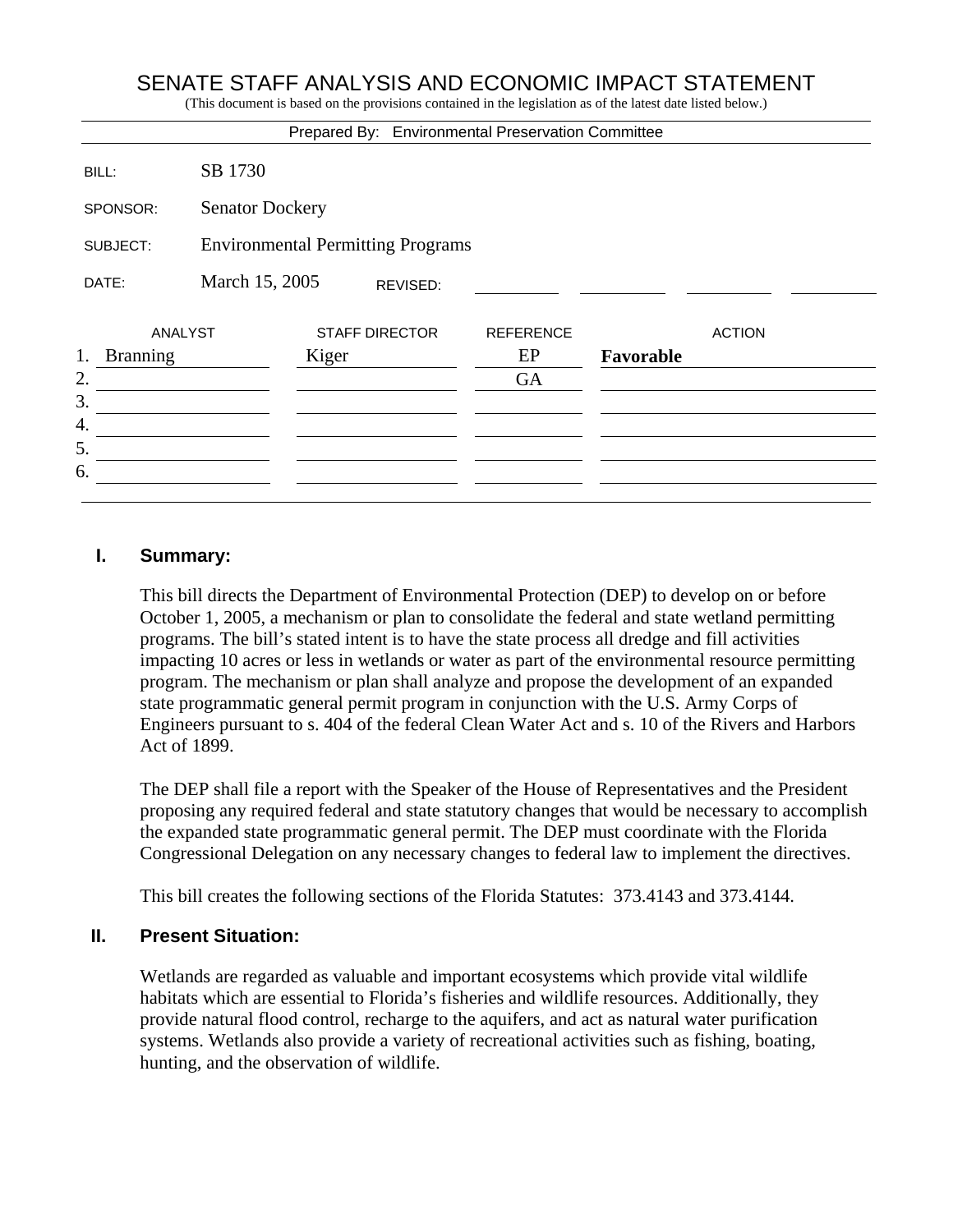# SENATE STAFF ANALYSIS AND ECONOMIC IMPACT STATEMENT

(This document is based on the provisions contained in the legislation as of the latest date listed below.)

Prepared By: Environmental Preservation Committee

BILL: SB 1730

SPONSOR: Senator Dockery

SUBJECT: Environmental Permitting Programs

DATE: March 15, 2005 REVISED:

| | ANALYST | STAFF DIRECTOR | REFERENCE | ACTION |
|---|---|---|---|---|
| 1. | Branning | Kiger | EP | **Favorable** |
| 2. | | | GA | |
| 3. | | | | |
| 4. | | | | |
| 5. | | | | |
| 6. | | | | |

## I. Summary:

This bill directs the Department of Environmental Protection (DEP) to develop on or before October 1, 2005, a mechanism or plan to consolidate the federal and state wetland permitting programs. The bill's stated intent is to have the state process all dredge and fill activities impacting 10 acres or less in wetlands or water as part of the environmental resource permitting program. The mechanism or plan shall analyze and propose the development of an expanded state programmatic general permit program in conjunction with the U.S. Army Corps of Engineers pursuant to s. 404 of the federal Clean Water Act and s. 10 of the Rivers and Harbors Act of 1899.

The DEP shall file a report with the Speaker of the House of Representatives and the President proposing any required federal and state statutory changes that would be necessary to accomplish the expanded state programmatic general permit. The DEP must coordinate with the Florida Congressional Delegation on any necessary changes to federal law to implement the directives.

This bill creates the following sections of the Florida Statutes: 373.4143 and 373.4144.

## II. Present Situation:

Wetlands are regarded as valuable and important ecosystems which provide vital wildlife habitats which are essential to Florida's fisheries and wildlife resources. Additionally, they provide natural flood control, recharge to the aquifers, and act as natural water purification systems. Wetlands also provide a variety of recreational activities such as fishing, boating, hunting, and the observation of wildlife.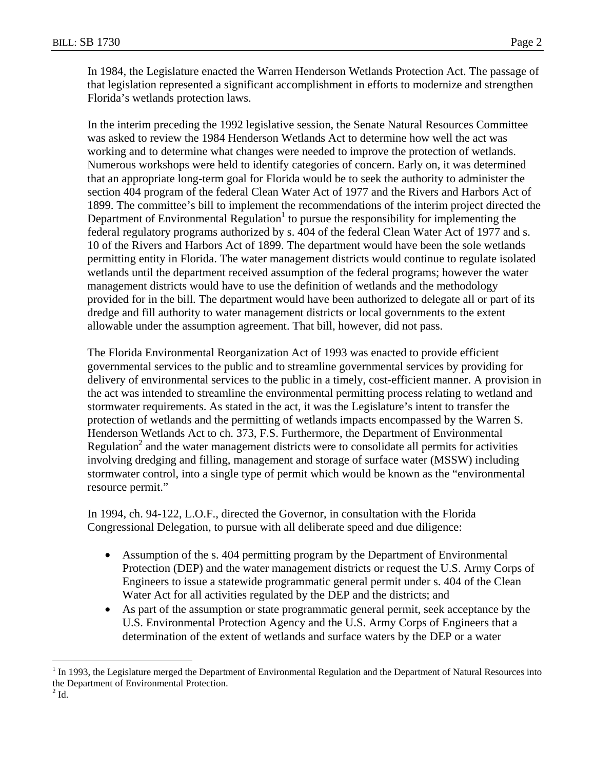In 1984, the Legislature enacted the Warren Henderson Wetlands Protection Act. The passage of that legislation represented a significant accomplishment in efforts to modernize and strengthen Florida's wetlands protection laws.

In the interim preceding the 1992 legislative session, the Senate Natural Resources Committee was asked to review the 1984 Henderson Wetlands Act to determine how well the act was working and to determine what changes were needed to improve the protection of wetlands. Numerous workshops were held to identify categories of concern. Early on, it was determined that an appropriate long-term goal for Florida would be to seek the authority to administer the section 404 program of the federal Clean Water Act of 1977 and the Rivers and Harbors Act of 1899. The committee's bill to implement the recommendations of the interim project directed the Department of Environmental Regulation[1] to pursue the responsibility for implementing the federal regulatory programs authorized by s. 404 of the federal Clean Water Act of 1977 and s. 10 of the Rivers and Harbors Act of 1899. The department would have been the sole wetlands permitting entity in Florida. The water management districts would continue to regulate isolated wetlands until the department received assumption of the federal programs; however the water management districts would have to use the definition of wetlands and the methodology provided for in the bill. The department would have been authorized to delegate all or part of its dredge and fill authority to water management districts or local governments to the extent allowable under the assumption agreement. That bill, however, did not pass.

The Florida Environmental Reorganization Act of 1993 was enacted to provide efficient governmental services to the public and to streamline governmental services by providing for delivery of environmental services to the public in a timely, cost-efficient manner. A provision in the act was intended to streamline the environmental permitting process relating to wetland and stormwater requirements. As stated in the act, it was the Legislature's intent to transfer the protection of wetlands and the permitting of wetlands impacts encompassed by the Warren S. Henderson Wetlands Act to ch. 373, F.S. Furthermore, the Department of Environmental Regulation[2] and the water management districts were to consolidate all permits for activities involving dredging and filling, management and storage of surface water (MSSW) including stormwater control, into a single type of permit which would be known as the "environmental resource permit."

In 1994, ch. 94-122, L.O.F., directed the Governor, in consultation with the Florida Congressional Delegation, to pursue with all deliberate speed and due diligence:

- Assumption of the s. 404 permitting program by the Department of Environmental Protection (DEP) and the water management districts or request the U.S. Army Corps of Engineers to issue a statewide programmatic general permit under s. 404 of the Clean Water Act for all activities regulated by the DEP and the districts; and
- As part of the assumption or state programmatic general permit, seek acceptance by the U.S. Environmental Protection Agency and the U.S. Army Corps of Engineers that a determination of the extent of wetlands and surface waters by the DEP or a water

[1] In 1993, the Legislature merged the Department of Environmental Regulation and the Department of Natural Resources into the Department of Environmental Protection.

[2] Id.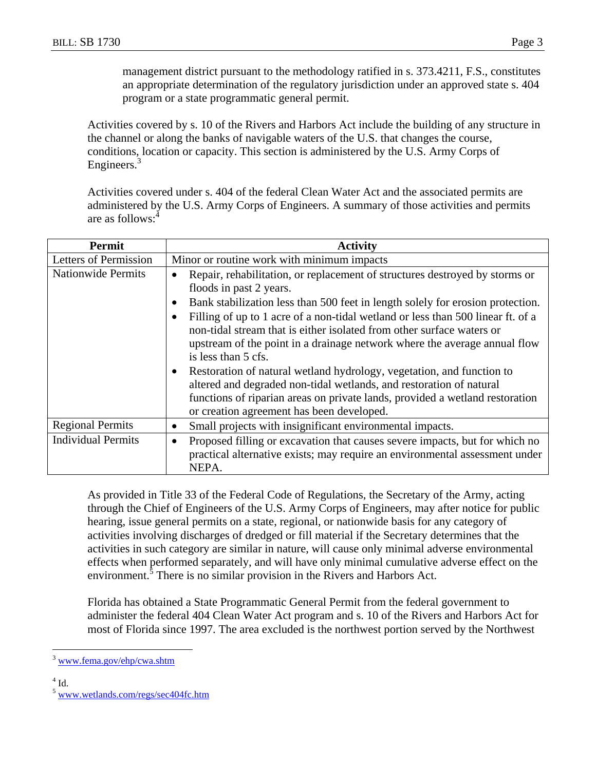management district pursuant to the methodology ratified in s. 373.4211, F.S., constitutes an appropriate determination of the regulatory jurisdiction under an approved state s. 404 program or a state programmatic general permit.

Activities covered by s. 10 of the Rivers and Harbors Act include the building of any structure in the channel or along the banks of navigable waters of the U.S. that changes the course, conditions, location or capacity. This section is administered by the U.S. Army Corps of Engineers.[3]

Activities covered under s. 404 of the federal Clean Water Act and the associated permits are administered by the U.S. Army Corps of Engineers. A summary of those activities and permits are as follows:[4]

| Permit | Activity |
|---|---|
| Letters of Permission | Minor or routine work with minimum impacts |
| Nationwide Permits | • Repair, rehabilitation, or replacement of structures destroyed by storms or floods in past 2 years.<br>• Bank stabilization less than 500 feet in length solely for erosion protection.<br>• Filling of up to 1 acre of a non-tidal wetland or less than 500 linear ft. of a non-tidal stream that is either isolated from other surface waters or upstream of the point in a drainage network where the average annual flow is less than 5 cfs.<br>• Restoration of natural wetland hydrology, vegetation, and function to altered and degraded non-tidal wetlands, and restoration of natural functions of riparian areas on private lands, provided a wetland restoration or creation agreement has been developed. |
| Regional Permits | • Small projects with insignificant environmental impacts. |
| Individual Permits | • Proposed filling or excavation that causes severe impacts, but for which no practical alternative exists; may require an environmental assessment under NEPA. |

As provided in Title 33 of the Federal Code of Regulations, the Secretary of the Army, acting through the Chief of Engineers of the U.S. Army Corps of Engineers, may after notice for public hearing, issue general permits on a state, regional, or nationwide basis for any category of activities involving discharges of dredged or fill material if the Secretary determines that the activities in such category are similar in nature, will cause only minimal adverse environmental effects when performed separately, and will have only minimal cumulative adverse effect on the environment.[5] There is no similar provision in the Rivers and Harbors Act.

Florida has obtained a State Programmatic General Permit from the federal government to administer the federal 404 Clean Water Act program and s. 10 of the Rivers and Harbors Act for most of Florida since 1997. The area excluded is the northwest portion served by the Northwest

---

[3] www.fema.gov/ehp/cwa.shtm

[4] Id.

[5] www.wetlands.com/regs/sec404fc.htm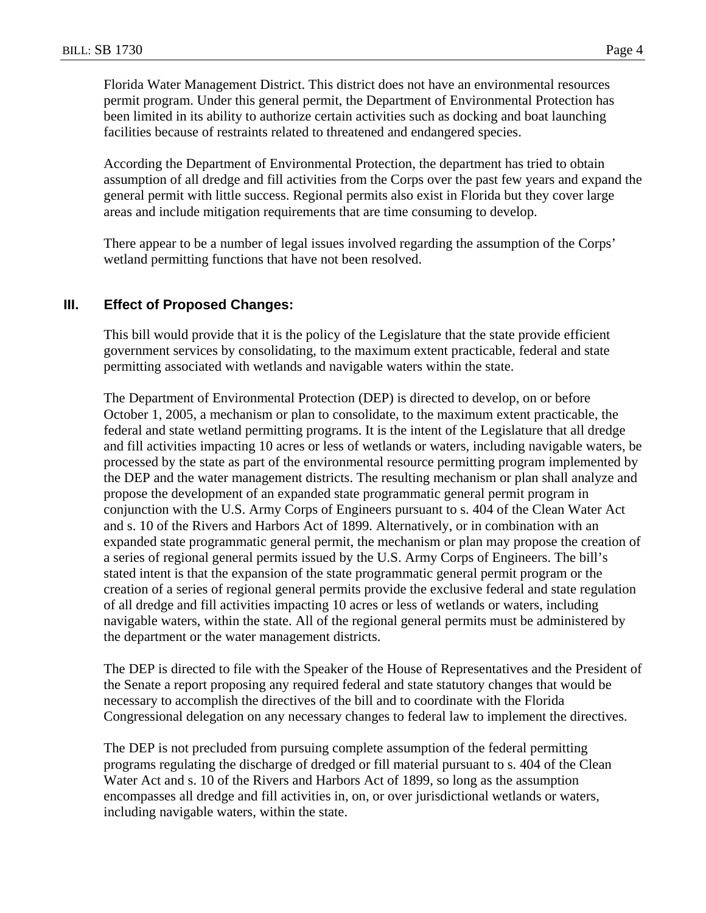Florida Water Management District. This district does not have an environmental resources permit program. Under this general permit, the Department of Environmental Protection has been limited in its ability to authorize certain activities such as docking and boat launching facilities because of restraints related to threatened and endangered species.

According the Department of Environmental Protection, the department has tried to obtain assumption of all dredge and fill activities from the Corps over the past few years and expand the general permit with little success. Regional permits also exist in Florida but they cover large areas and include mitigation requirements that are time consuming to develop.

There appear to be a number of legal issues involved regarding the assumption of the Corps' wetland permitting functions that have not been resolved.

## III. Effect of Proposed Changes:

This bill would provide that it is the policy of the Legislature that the state provide efficient government services by consolidating, to the maximum extent practicable, federal and state permitting associated with wetlands and navigable waters within the state.

The Department of Environmental Protection (DEP) is directed to develop, on or before October 1, 2005, a mechanism or plan to consolidate, to the maximum extent practicable, the federal and state wetland permitting programs. It is the intent of the Legislature that all dredge and fill activities impacting 10 acres or less of wetlands or waters, including navigable waters, be processed by the state as part of the environmental resource permitting program implemented by the DEP and the water management districts. The resulting mechanism or plan shall analyze and propose the development of an expanded state programmatic general permit program in conjunction with the U.S. Army Corps of Engineers pursuant to s. 404 of the Clean Water Act and s. 10 of the Rivers and Harbors Act of 1899. Alternatively, or in combination with an expanded state programmatic general permit, the mechanism or plan may propose the creation of a series of regional general permits issued by the U.S. Army Corps of Engineers. The bill's stated intent is that the expansion of the state programmatic general permit program or the creation of a series of regional general permits provide the exclusive federal and state regulation of all dredge and fill activities impacting 10 acres or less of wetlands or waters, including navigable waters, within the state. All of the regional general permits must be administered by the department or the water management districts.

The DEP is directed to file with the Speaker of the House of Representatives and the President of the Senate a report proposing any required federal and state statutory changes that would be necessary to accomplish the directives of the bill and to coordinate with the Florida Congressional delegation on any necessary changes to federal law to implement the directives.

The DEP is not precluded from pursuing complete assumption of the federal permitting programs regulating the discharge of dredged or fill material pursuant to s. 404 of the Clean Water Act and s. 10 of the Rivers and Harbors Act of 1899, so long as the assumption encompasses all dredge and fill activities in, on, or over jurisdictional wetlands or waters, including navigable waters, within the state.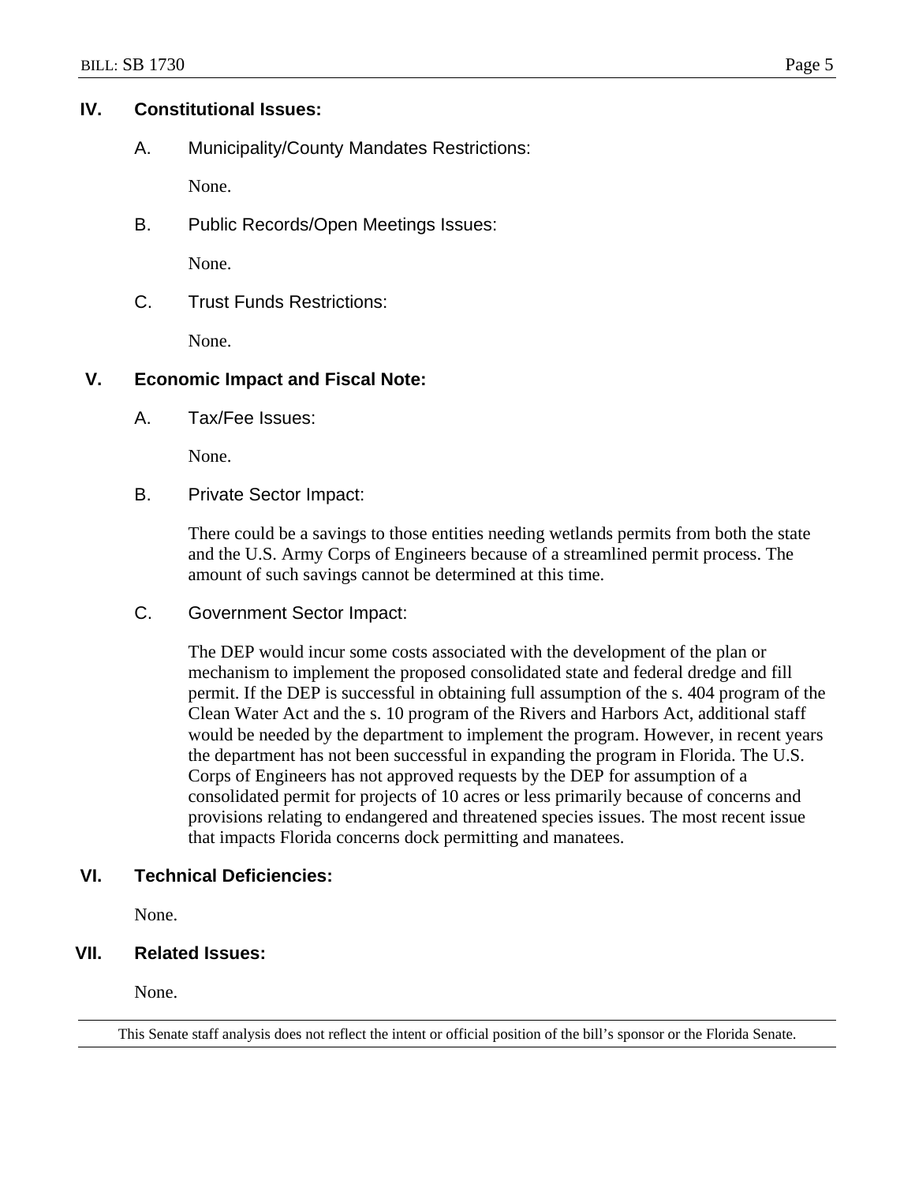## IV. Constitutional Issues:

### A. Municipality/County Mandates Restrictions:

None.

### B. Public Records/Open Meetings Issues:

None.

### C. Trust Funds Restrictions:

None.

## V. Economic Impact and Fiscal Note:

### A. Tax/Fee Issues:

None.

### B. Private Sector Impact:

There could be a savings to those entities needing wetlands permits from both the state and the U.S. Army Corps of Engineers because of a streamlined permit process. The amount of such savings cannot be determined at this time.

### C. Government Sector Impact:

The DEP would incur some costs associated with the development of the plan or mechanism to implement the proposed consolidated state and federal dredge and fill permit. If the DEP is successful in obtaining full assumption of the s. 404 program of the Clean Water Act and the s. 10 program of the Rivers and Harbors Act, additional staff would be needed by the department to implement the program. However, in recent years the department has not been successful in expanding the program in Florida. The U.S. Corps of Engineers has not approved requests by the DEP for assumption of a consolidated permit for projects of 10 acres or less primarily because of concerns and provisions relating to endangered and threatened species issues. The most recent issue that impacts Florida concerns dock permitting and manatees.

## VI. Technical Deficiencies:

None.

## VII. Related Issues:

None.

This Senate staff analysis does not reflect the intent or official position of the bill's sponsor or the Florida Senate.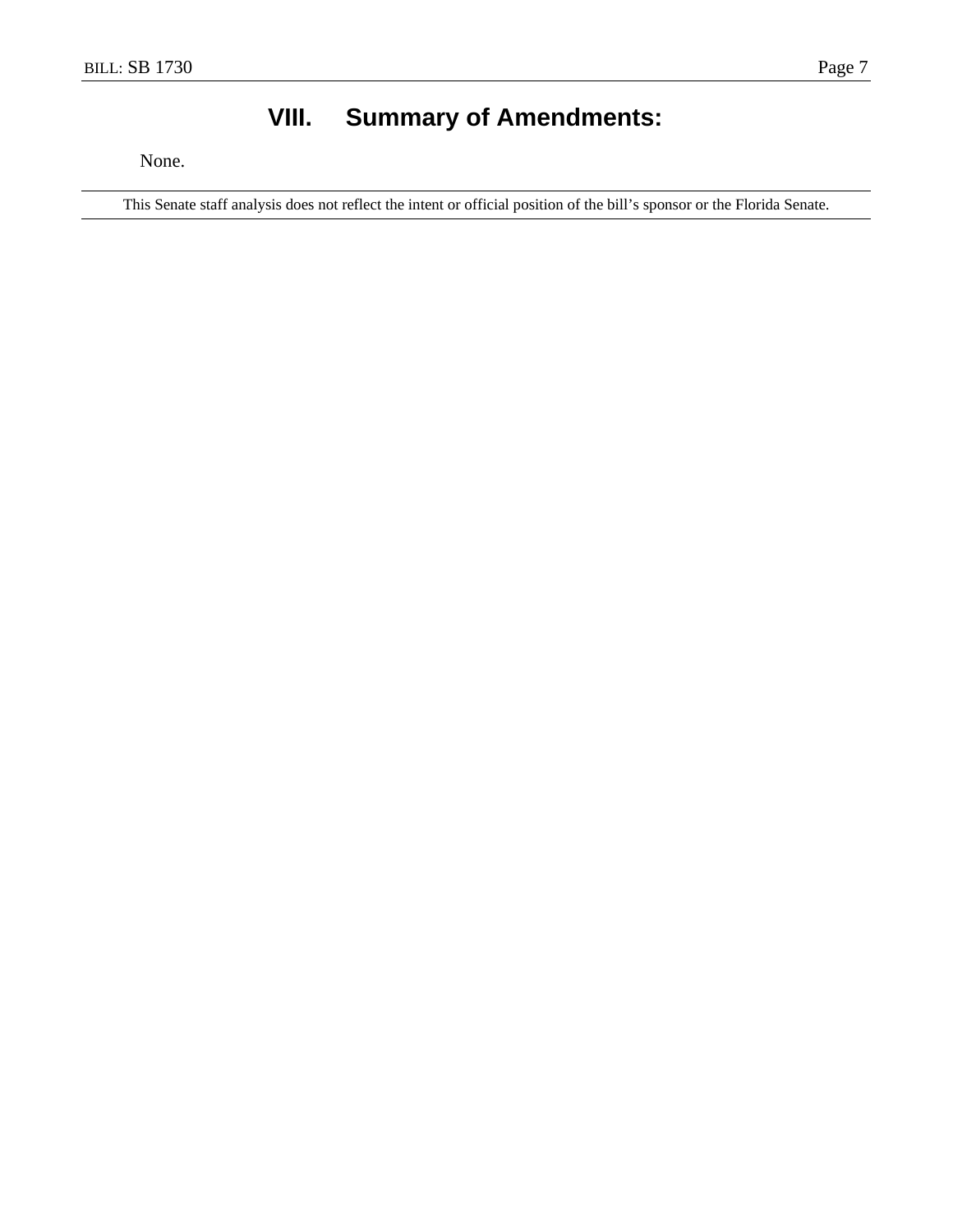## VIII. Summary of Amendments:

None.

This Senate staff analysis does not reflect the intent or official position of the bill's sponsor or the Florida Senate.